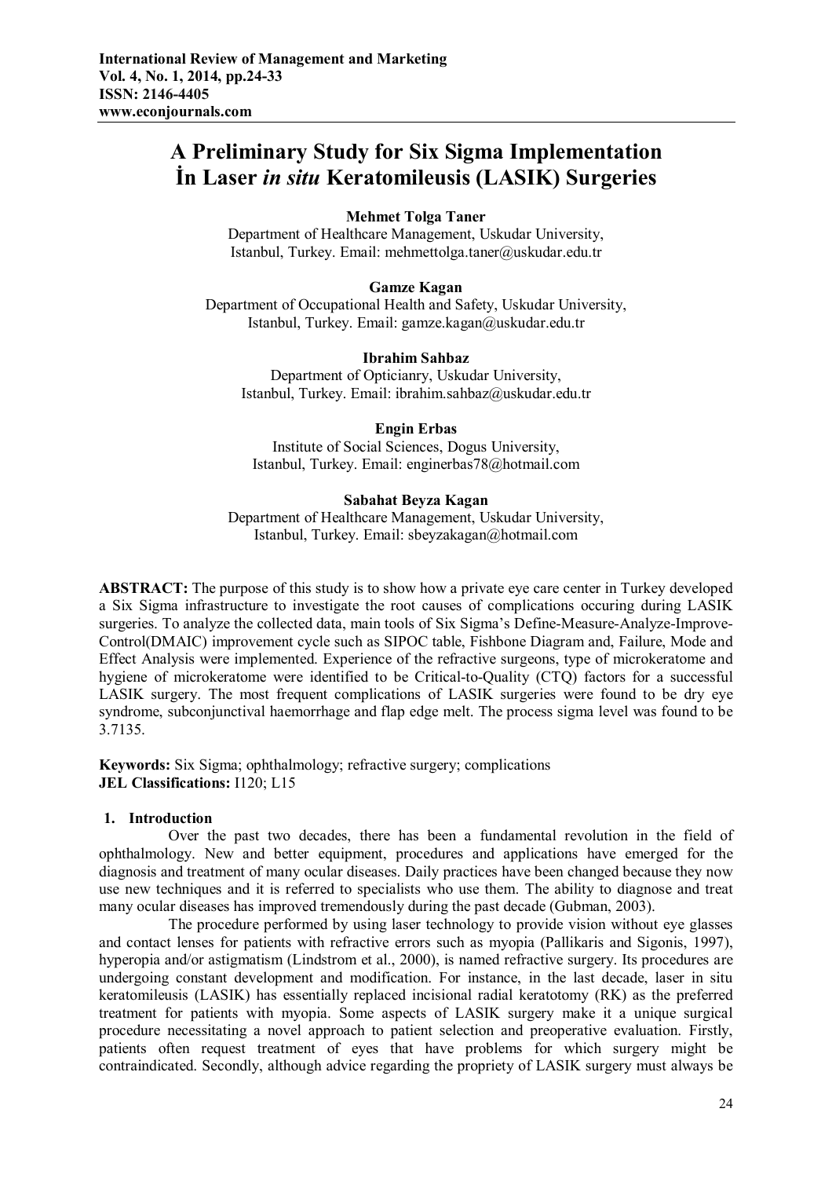# A Preliminary Study for Six Sigma Implementation İn Laser *in situ* Keratomileusis (LASIK) Surgeries

**Mehmet Tolga Taner**
Department of Healthcare Management, Uskudar University, Istanbul, Turkey. Email: mehmettolga.taner@uskudar.edu.tr

**Gamze Kagan**
Department of Occupational Health and Safety, Uskudar University, Istanbul, Turkey. Email: gamze.kagan@uskudar.edu.tr

**Ibrahim Sahbaz**
Department of Opticianry, Uskudar University, Istanbul, Turkey. Email: ibrahim.sahbaz@uskudar.edu.tr

**Engin Erbas**
Institute of Social Sciences, Dogus University, Istanbul, Turkey. Email: enginerbas78@hotmail.com

**Sabahat Beyza Kagan**
Department of Healthcare Management, Uskudar University, Istanbul, Turkey. Email: sbeyzakagan@hotmail.com

**ABSTRACT:** The purpose of this study is to show how a private eye care center in Turkey developed a Six Sigma infrastructure to investigate the root causes of complications occuring during LASIK surgeries. To analyze the collected data, main tools of Six Sigma's Define-Measure-Analyze-Improve-Control(DMAIC) improvement cycle such as SIPOC table, Fishbone Diagram and, Failure, Mode and Effect Analysis were implemented. Experience of the refractive surgeons, type of microkeratome and hygiene of microkeratome were identified to be Critical-to-Quality (CTQ) factors for a successful LASIK surgery. The most frequent complications of LASIK surgeries were found to be dry eye syndrome, subconjunctival haemorrhage and flap edge melt. The process sigma level was found to be 3.7135.

**Keywords:** Six Sigma; ophthalmology; refractive surgery; complications
**JEL Classifications:** I120; L15

## 1. Introduction

Over the past two decades, there has been a fundamental revolution in the field of ophthalmology. New and better equipment, procedures and applications have emerged for the diagnosis and treatment of many ocular diseases. Daily practices have been changed because they now use new techniques and it is referred to specialists who use them. The ability to diagnose and treat many ocular diseases has improved tremendously during the past decade (Gubman, 2003).

The procedure performed by using laser technology to provide vision without eye glasses and contact lenses for patients with refractive errors such as myopia (Pallikaris and Sigonis, 1997), hyperopia and/or astigmatism (Lindstrom et al., 2000), is named refractive surgery. Its procedures are undergoing constant development and modification. For instance, in the last decade, laser in situ keratomileusis (LASIK) has essentially replaced incisional radial keratotomy (RK) as the preferred treatment for patients with myopia. Some aspects of LASIK surgery make it a unique surgical procedure necessitating a novel approach to patient selection and preoperative evaluation. Firstly, patients often request treatment of eyes that have problems for which surgery might be contraindicated. Secondly, although advice regarding the propriety of LASIK surgery must always be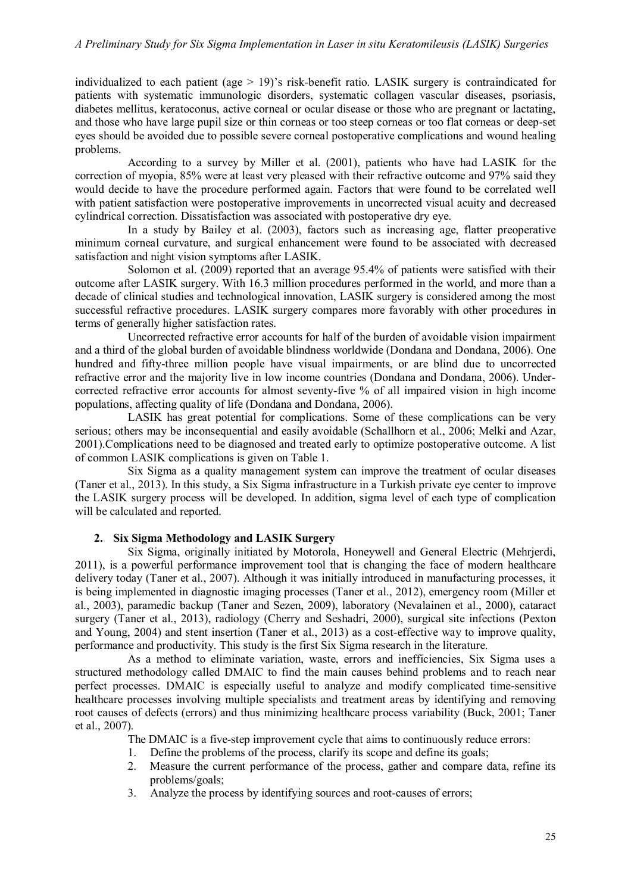individualized to each patient (age > 19)'s risk-benefit ratio. LASIK surgery is contraindicated for patients with systematic immunologic disorders, systematic collagen vascular diseases, psoriasis, diabetes mellitus, keratoconus, active corneal or ocular disease or those who are pregnant or lactating, and those who have large pupil size or thin corneas or too steep corneas or too flat corneas or deep-set eyes should be avoided due to possible severe corneal postoperative complications and wound healing problems.

According to a survey by Miller et al. (2001), patients who have had LASIK for the correction of myopia, 85% were at least very pleased with their refractive outcome and 97% said they would decide to have the procedure performed again. Factors that were found to be correlated well with patient satisfaction were postoperative improvements in uncorrected visual acuity and decreased cylindrical correction. Dissatisfaction was associated with postoperative dry eye.

In a study by Bailey et al. (2003), factors such as increasing age, flatter preoperative minimum corneal curvature, and surgical enhancement were found to be associated with decreased satisfaction and night vision symptoms after LASIK.

Solomon et al. (2009) reported that an average 95.4% of patients were satisfied with their outcome after LASIK surgery. With 16.3 million procedures performed in the world, and more than a decade of clinical studies and technological innovation, LASIK surgery is considered among the most successful refractive procedures. LASIK surgery compares more favorably with other procedures in terms of generally higher satisfaction rates.

Uncorrected refractive error accounts for half of the burden of avoidable vision impairment and a third of the global burden of avoidable blindness worldwide (Dondana and Dondana, 2006). One hundred and fifty-three million people have visual impairments, or are blind due to uncorrected refractive error and the majority live in low income countries (Dondana and Dondana, 2006). Under-corrected refractive error accounts for almost seventy-five % of all impaired vision in high income populations, affecting quality of life (Dondana and Dondana, 2006).

LASIK has great potential for complications. Some of these complications can be very serious; others may be inconsequential and easily avoidable (Schallhorn et al., 2006; Melki and Azar, 2001).Complications need to be diagnosed and treated early to optimize postoperative outcome. A list of common LASIK complications is given on Table 1.

Six Sigma as a quality management system can improve the treatment of ocular diseases (Taner et al., 2013). In this study, a Six Sigma infrastructure in a Turkish private eye center to improve the LASIK surgery process will be developed. In addition, sigma level of each type of complication will be calculated and reported.

## 2. Six Sigma Methodology and LASIK Surgery

Six Sigma, originally initiated by Motorola, Honeywell and General Electric (Mehrjerdi, 2011), is a powerful performance improvement tool that is changing the face of modern healthcare delivery today (Taner et al., 2007). Although it was initially introduced in manufacturing processes, it is being implemented in diagnostic imaging processes (Taner et al., 2012), emergency room (Miller et al., 2003), paramedic backup (Taner and Sezen, 2009), laboratory (Nevalainen et al., 2000), cataract surgery (Taner et al., 2013), radiology (Cherry and Seshadri, 2000), surgical site infections (Pexton and Young, 2004) and stent insertion (Taner et al., 2013) as a cost-effective way to improve quality, performance and productivity. This study is the first Six Sigma research in the literature.

As a method to eliminate variation, waste, errors and inefficiencies, Six Sigma uses a structured methodology called DMAIC to find the main causes behind problems and to reach near perfect processes. DMAIC is especially useful to analyze and modify complicated time-sensitive healthcare processes involving multiple specialists and treatment areas by identifying and removing root causes of defects (errors) and thus minimizing healthcare process variability (Buck, 2001; Taner et al., 2007).

The DMAIC is a five-step improvement cycle that aims to continuously reduce errors:

1. Define the problems of the process, clarify its scope and define its goals;
2. Measure the current performance of the process, gather and compare data, refine its problems/goals;
3. Analyze the process by identifying sources and root-causes of errors;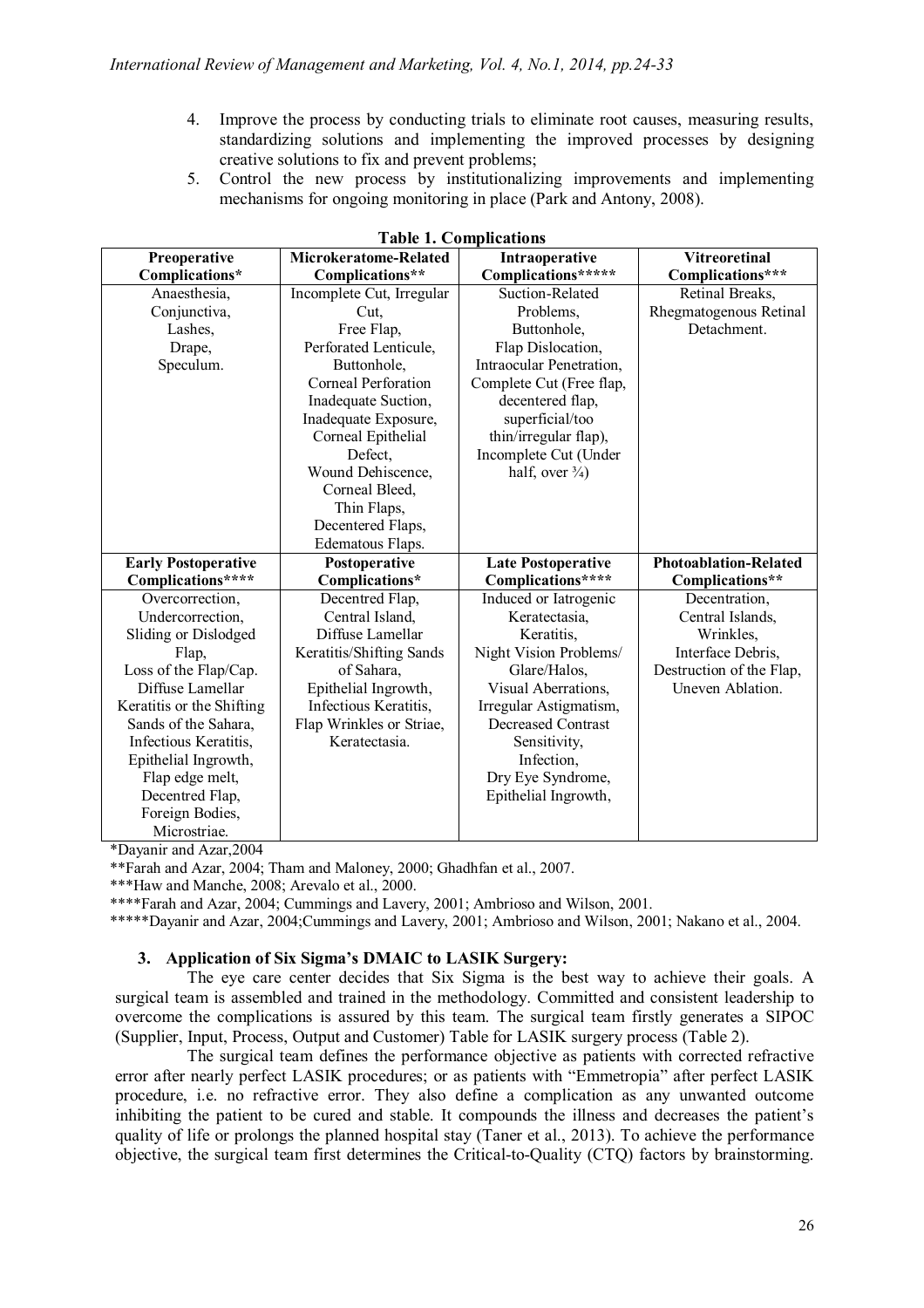4. Improve the process by conducting trials to eliminate root causes, measuring results, standardizing solutions and implementing the improved processes by designing creative solutions to fix and prevent problems;
5. Control the new process by institutionalizing improvements and implementing mechanisms for ongoing monitoring in place (Park and Antony, 2008).

**Table 1. Complications**

| Preoperative Complications* | Microkeratome-Related Complications** | Intraoperative Complications***** | Vitreoretinal Complications*** |
|---|---|---|---|
| Anaesthesia, Conjunctiva, Lashes, Drape, Speculum. | Incomplete Cut, Irregular Cut, Free Flap, Perforated Lenticule, Buttonhole, Corneal Perforation Inadequate Suction, Inadequate Exposure, Corneal Epithelial Defect, Wound Dehiscence, Corneal Bleed, Thin Flaps, Decentered Flaps, Edematous Flaps. | Suction-Related Problems, Buttonhole, Flap Dislocation, Intraocular Penetration, Complete Cut (Free flap, decentered flap, superficial/too thin/irregular flap), Incomplete Cut (Under half, over ¾) | Retinal Breaks, Rhegmatogenous Retinal Detachment. |
| **Early Postoperative Complications\*\*\*\*** | **Postoperative Complications\*** | **Late Postoperative Complications\*\*\*\*** | **Photoablation-Related Complications\*\*** |
| Overcorrection, Undercorrection, Sliding or Dislodged Flap, Loss of the Flap/Cap. Diffuse Lamellar Keratitis or the Shifting Sands of the Sahara, Infectious Keratitis, Epithelial Ingrowth, Flap edge melt, Decentred Flap, Foreign Bodies, Microstriae. | Decentred Flap, Central Island, Diffuse Lamellar Keratitis/Shifting Sands of Sahara, Epithelial Ingrowth, Infectious Keratitis, Flap Wrinkles or Striae, Keratectasia. | Induced or Iatrogenic Keratectasia, Keratitis, Night Vision Problems/ Glare/Halos, Visual Aberrations, Irregular Astigmatism, Decreased Contrast Sensitivity, Infection, Dry Eye Syndrome, Epithelial Ingrowth, | Decentration, Central Islands, Wrinkles, Interface Debris, Destruction of the Flap, Uneven Ablation. |

*Dayanir and Azar,2004

**Farah and Azar, 2004; Tham and Maloney, 2000; Ghadhfan et al., 2007.

***Haw and Manche, 2008; Arevalo et al., 2000.

****Farah and Azar, 2004; Cummings and Lavery, 2001; Ambrioso and Wilson, 2001.

*****Dayanir and Azar, 2004;Cummings and Lavery, 2001; Ambrioso and Wilson, 2001; Nakano et al., 2004.

### 3. Application of Six Sigma's DMAIC to LASIK Surgery:

The eye care center decides that Six Sigma is the best way to achieve their goals. A surgical team is assembled and trained in the methodology. Committed and consistent leadership to overcome the complications is assured by this team. The surgical team firstly generates a SIPOC (Supplier, Input, Process, Output and Customer) Table for LASIK surgery process (Table 2).

The surgical team defines the performance objective as patients with corrected refractive error after nearly perfect LASIK procedures; or as patients with "Emmetropia" after perfect LASIK procedure, i.e. no refractive error. They also define a complication as any unwanted outcome inhibiting the patient to be cured and stable. It compounds the illness and decreases the patient's quality of life or prolongs the planned hospital stay (Taner et al., 2013). To achieve the performance objective, the surgical team first determines the Critical-to-Quality (CTQ) factors by brainstorming.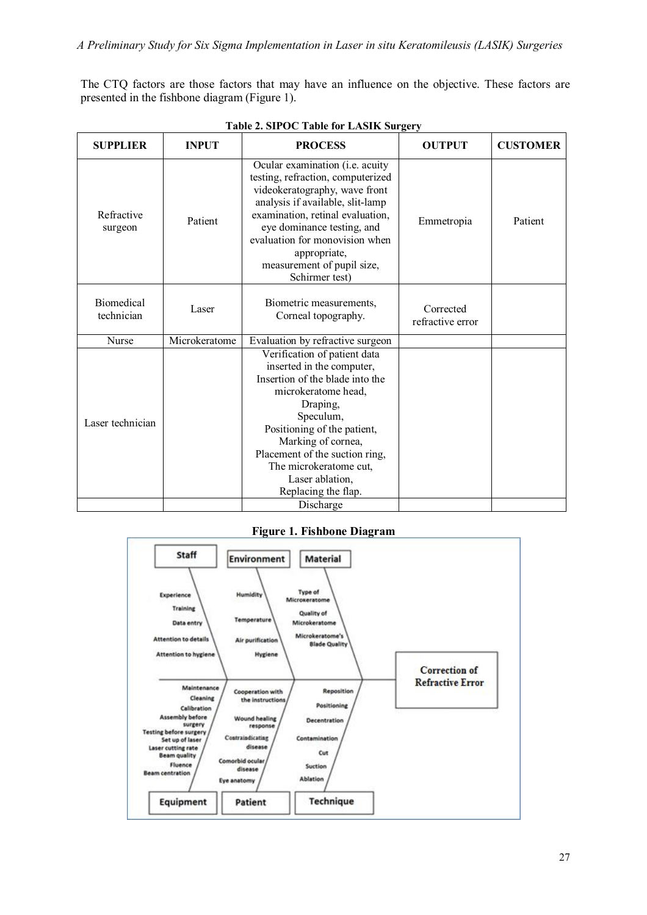The CTQ factors are those factors that may have an influence on the objective. These factors are presented in the fishbone diagram (Figure 1).

**Table 2. SIPOC Table for LASIK Surgery**

| SUPPLIER | INPUT | PROCESS | OUTPUT | CUSTOMER |
|---|---|---|---|---|
| Refractive surgeon | Patient | Ocular examination (i.e. acuity testing, refraction, computerized videokeratography, wave front analysis if available, slit-lamp examination, retinal evaluation, eye dominance testing, and evaluation for monovision when appropriate, measurement of pupil size, Schirmer test) | Emmetropia | Patient |
| Biomedical technician | Laser | Biometric measurements, Corneal topography. | Corrected refractive error | |
| Nurse | Microkeratome | Evaluation by refractive surgeon | | |
| Laser technician | | Verification of patient data inserted in the computer, Insertion of the blade into the microkeratome head, Draping, Speculum, Positioning of the patient, Marking of cornea, Placement of the suction ring, The microkeratome cut, Laser ablation, Replacing the flap. | | |
| | | Discharge | | |

**Figure 1. Fishbone Diagram**

- Staff: Experience, Training, Data entry, Attention to details, Attention to hygiene
- Environment: Humidity, Temperature, Air purification, Hygiene
- Material: Type of Microkeratome, Quality of Microkeratome, Microkeratome's Blade Quality
- Equipment: Maintenance, Cleaning, Calibration, Assembly before surgery, Testing before surgery, Set up of laser, Laser cutting rate, Beam quality, Fluence, Beam centration
- Patient: Cooperation with the instructions, Wound healing response, Contraindicating disease, Comorbid ocular disease, Eye anatomy
- Technique: Reposition, Positioning, Decentration, Contamination, Cut, Suction, Ablation
- Effect: Correction of Refractive Error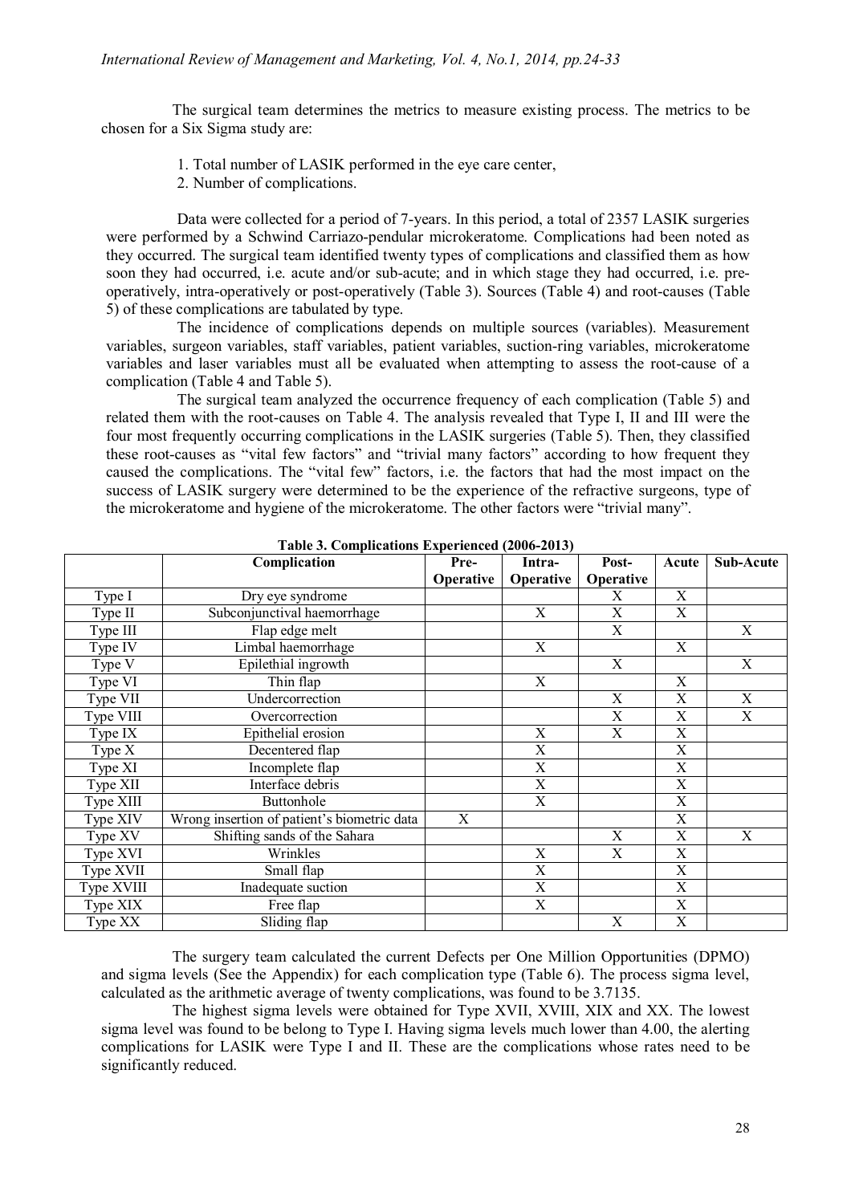The surgical team determines the metrics to measure existing process. The metrics to be chosen for a Six Sigma study are:

1. Total number of LASIK performed in the eye care center,
2. Number of complications.

Data were collected for a period of 7-years. In this period, a total of 2357 LASIK surgeries were performed by a Schwind Carriazo-pendular microkeratome. Complications had been noted as they occurred. The surgical team identified twenty types of complications and classified them as how soon they had occurred, i.e. acute and/or sub-acute; and in which stage they had occurred, i.e. pre-operatively, intra-operatively or post-operatively (Table 3). Sources (Table 4) and root-causes (Table 5) of these complications are tabulated by type.

The incidence of complications depends on multiple sources (variables). Measurement variables, surgeon variables, staff variables, patient variables, suction-ring variables, microkeratome variables and laser variables must all be evaluated when attempting to assess the root-cause of a complication (Table 4 and Table 5).

The surgical team analyzed the occurrence frequency of each complication (Table 5) and related them with the root-causes on Table 4. The analysis revealed that Type I, II and III were the four most frequently occurring complications in the LASIK surgeries (Table 5). Then, they classified these root-causes as "vital few factors" and "trivial many factors" according to how frequent they caused the complications. The "vital few" factors, i.e. the factors that had the most impact on the success of LASIK surgery were determined to be the experience of the refractive surgeons, type of the microkeratome and hygiene of the microkeratome. The other factors were "trivial many".

**Table 3. Complications Experienced (2006-2013)**

| | Complication | Pre-Operative | Intra-Operative | Post-Operative | Acute | Sub-Acute |
|---|---|---|---|---|---|---|
| Type I | Dry eye syndrome | | | X | X | |
| Type II | Subconjunctival haemorrhage | | X | X | X | |
| Type III | Flap edge melt | | | X | | X |
| Type IV | Limbal haemorrhage | | X | | X | |
| Type V | Epilethial ingrowth | | | X | | X |
| Type VI | Thin flap | | X | | X | |
| Type VII | Undercorrection | | | X | X | X |
| Type VIII | Overcorrection | | | X | X | X |
| Type IX | Epithelial erosion | | X | X | X | |
| Type X | Decentered flap | | X | | X | |
| Type XI | Incomplete flap | | X | | X | |
| Type XII | Interface debris | | X | | X | |
| Type XIII | Buttonhole | | X | | X | |
| Type XIV | Wrong insertion of patient's biometric data | X | | | X | |
| Type XV | Shifting sands of the Sahara | | | X | X | X |
| Type XVI | Wrinkles | | X | X | X | |
| Type XVII | Small flap | | X | | X | |
| Type XVIII | Inadequate suction | | X | | X | |
| Type XIX | Free flap | | X | | X | |
| Type XX | Sliding flap | | | X | X | |

The surgery team calculated the current Defects per One Million Opportunities (DPMO) and sigma levels (See the Appendix) for each complication type (Table 6). The process sigma level, calculated as the arithmetic average of twenty complications, was found to be 3.7135.

The highest sigma levels were obtained for Type XVII, XVIII, XIX and XX. The lowest sigma level was found to be belong to Type I. Having sigma levels much lower than 4.00, the alerting complications for LASIK were Type I and II. These are the complications whose rates need to be significantly reduced.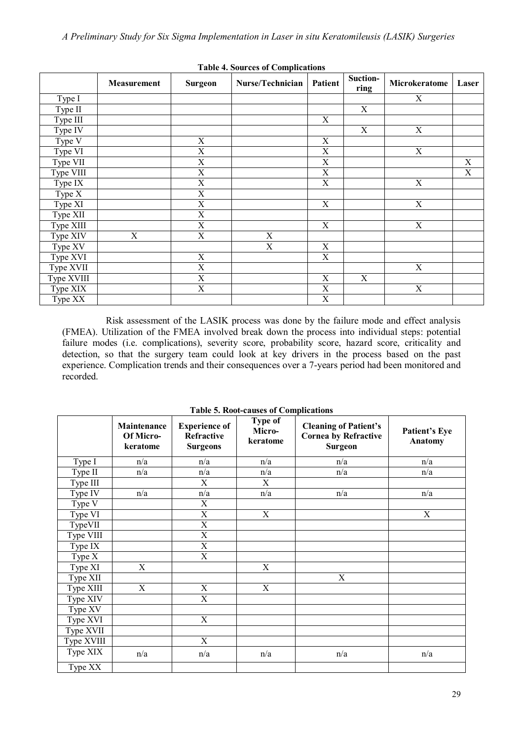**Table 4. Sources of Complications**

| | Measurement | Surgeon | Nurse/Technician | Patient | Suction-ring | Microkeratome | Laser |
|---|---|---|---|---|---|---|---|
| Type I | | | | | | X | |
| Type II | | | | | X | | |
| Type III | | | | X | | | |
| Type IV | | | | | X | X | |
| Type V | | X | | X | | | |
| Type VI | | X | | X | | X | |
| Type VII | | X | | X | | | X |
| Type VIII | | X | | X | | | X |
| Type IX | | X | | X | | X | |
| Type X | | X | | | | | |
| Type XI | | X | | X | | X | |
| Type XII | | X | | | | | |
| Type XIII | | X | | X | | X | |
| Type XIV | X | X | X | | | | |
| Type XV | | | X | X | | | |
| Type XVI | | X | | X | | | |
| Type XVII | | X | | | | X | |
| Type XVIII | | X | | X | X | | |
| Type XIX | | X | | X | | X | |
| Type XX | | | | X | | | |

Risk assessment of the LASIK process was done by the failure mode and effect analysis (FMEA). Utilization of the FMEA involved break down the process into individual steps: potential failure modes (i.e. complications), severity score, probability score, hazard score, criticality and detection, so that the surgery team could look at key drivers in the process based on the past experience. Complication trends and their consequences over a 7-years period had been monitored and recorded.

**Table 5. Root-causes of Complications**

| | Maintenance Of Micro-keratome | Experience of Refractive Surgeons | Type of Micro-keratome | Cleaning of Patient's Cornea by Refractive Surgeon | Patient's Eye Anatomy |
|---|---|---|---|---|---|
| Type I | n/a | n/a | n/a | n/a | n/a |
| Type II | n/a | n/a | n/a | n/a | n/a |
| Type III | | X | X | | |
| Type IV | n/a | n/a | n/a | n/a | n/a |
| Type V | | X | | | |
| Type VI | | X | X | | X |
| TypeVII | | X | | | |
| Type VIII | | X | | | |
| Type IX | | X | | | |
| Type X | | X | | | |
| Type XI | X | | X | | |
| Type XII | | | | X | |
| Type XIII | X | X | X | | |
| Type XIV | | X | | | |
| Type XV | | | | | |
| Type XVI | | X | | | |
| Type XVII | | | | | |
| Type XVIII | | X | | | |
| Type XIX | n/a | n/a | n/a | n/a | n/a |
| Type XX | | | | | |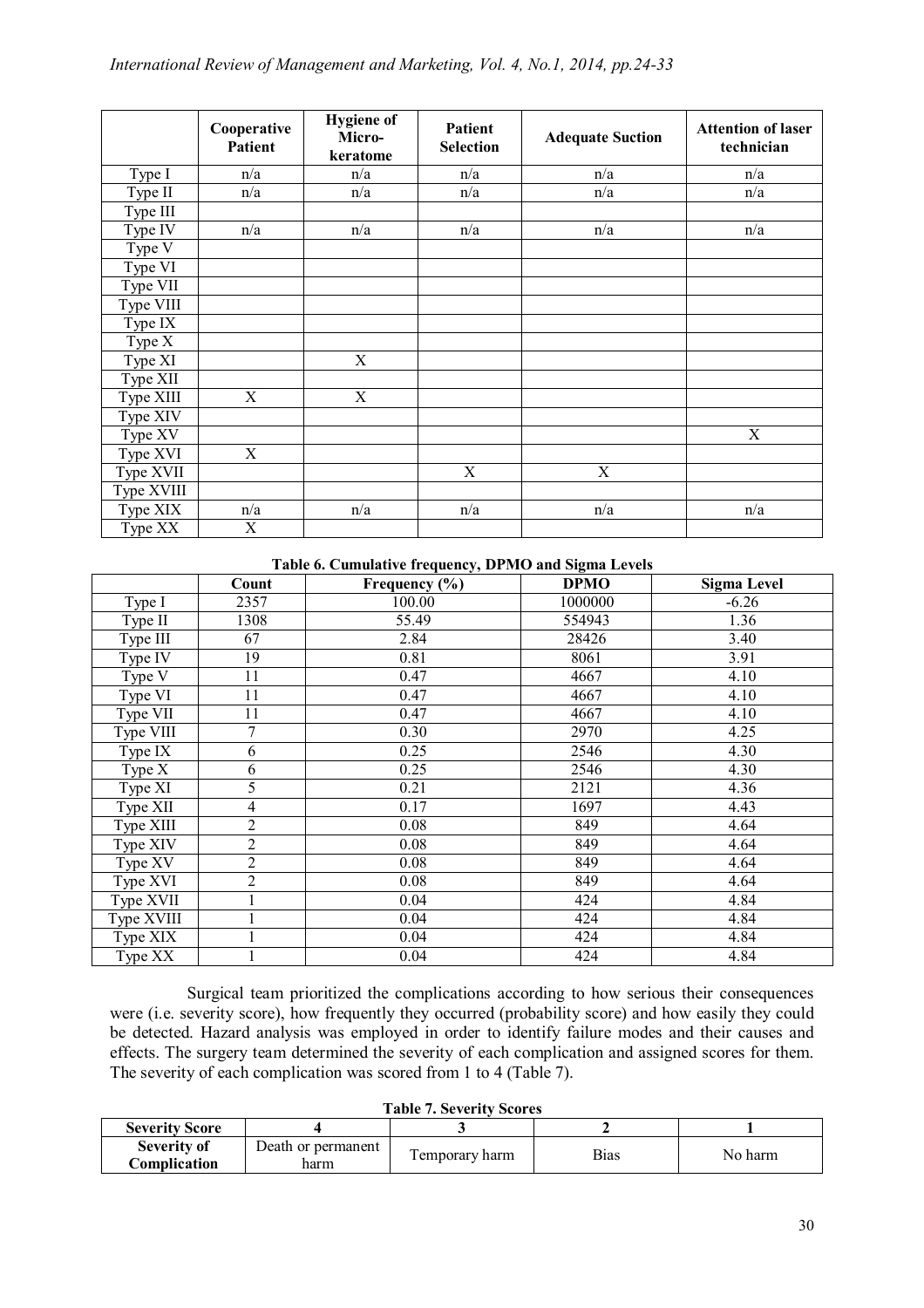| | Cooperative Patient | Hygiene of Micro-keratome | Patient Selection | Adequate Suction | Attention of laser technician |
|---|---|---|---|---|---|
| Type I | n/a | n/a | n/a | n/a | n/a |
| Type II | n/a | n/a | n/a | n/a | n/a |
| Type III | | | | | |
| Type IV | n/a | n/a | n/a | n/a | n/a |
| Type V | | | | | |
| Type VI | | | | | |
| Type VII | | | | | |
| Type VIII | | | | | |
| Type IX | | | | | |
| Type X | | | | | |
| Type XI | | X | | | |
| Type XII | | | | | |
| Type XIII | X | X | | | |
| Type XIV | | | | | |
| Type XV | | | | | X |
| Type XVI | X | | | | |
| Type XVII | | | X | X | |
| Type XVIII | | | | | |
| Type XIX | n/a | n/a | n/a | n/a | n/a |
| Type XX | X | | | | |

**Table 6. Cumulative frequency, DPMO and Sigma Levels**

| | Count | Frequency (%) | DPMO | Sigma Level |
|---|---|---|---|---|
| Type I | 2357 | 100.00 | 1000000 | -6.26 |
| Type II | 1308 | 55.49 | 554943 | 1.36 |
| Type III | 67 | 2.84 | 28426 | 3.40 |
| Type IV | 19 | 0.81 | 8061 | 3.91 |
| Type V | 11 | 0.47 | 4667 | 4.10 |
| Type VI | 11 | 0.47 | 4667 | 4.10 |
| Type VII | 11 | 0.47 | 4667 | 4.10 |
| Type VIII | 7 | 0.30 | 2970 | 4.25 |
| Type IX | 6 | 0.25 | 2546 | 4.30 |
| Type X | 6 | 0.25 | 2546 | 4.30 |
| Type XI | 5 | 0.21 | 2121 | 4.36 |
| Type XII | 4 | 0.17 | 1697 | 4.43 |
| Type XIII | 2 | 0.08 | 849 | 4.64 |
| Type XIV | 2 | 0.08 | 849 | 4.64 |
| Type XV | 2 | 0.08 | 849 | 4.64 |
| Type XVI | 2 | 0.08 | 849 | 4.64 |
| Type XVII | 1 | 0.04 | 424 | 4.84 |
| Type XVIII | 1 | 0.04 | 424 | 4.84 |
| Type XIX | 1 | 0.04 | 424 | 4.84 |
| Type XX | 1 | 0.04 | 424 | 4.84 |

Surgical team prioritized the complications according to how serious their consequences were (i.e. severity score), how frequently they occurred (probability score) and how easily they could be detected. Hazard analysis was employed in order to identify failure modes and their causes and effects. The surgery team determined the severity of each complication and assigned scores for them. The severity of each complication was scored from 1 to 4 (Table 7).

**Table 7. Severity Scores**

| Severity Score | 4 | 3 | 2 | 1 |
|---|---|---|---|---|
| Severity of Complication | Death or permanent harm | Temporary harm | Bias | No harm |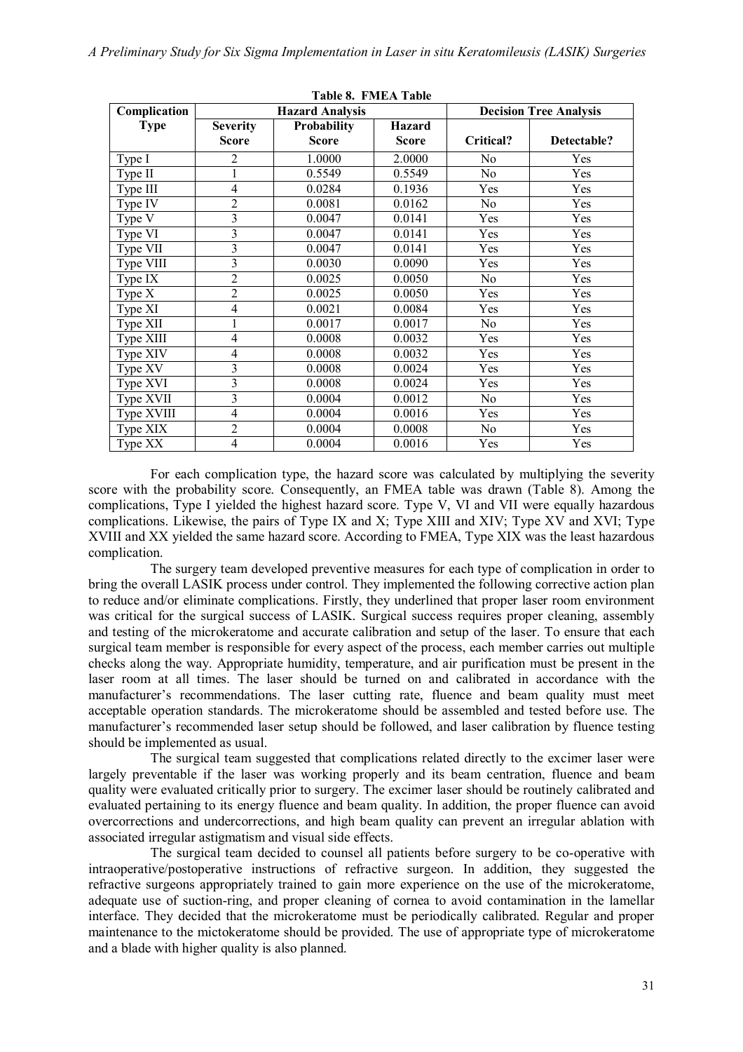**Table 8. FMEA Table**

| Complication Type | Hazard Analysis | | | Decision Tree Analysis | |
|---|---|---|---|---|---|
| | Severity Score | Probability Score | Hazard Score | Critical? | Detectable? |
| Type I | 2 | 1.0000 | 2.0000 | No | Yes |
| Type II | 1 | 0.5549 | 0.5549 | No | Yes |
| Type III | 4 | 0.0284 | 0.1936 | Yes | Yes |
| Type IV | 2 | 0.0081 | 0.0162 | No | Yes |
| Type V | 3 | 0.0047 | 0.0141 | Yes | Yes |
| Type VI | 3 | 0.0047 | 0.0141 | Yes | Yes |
| Type VII | 3 | 0.0047 | 0.0141 | Yes | Yes |
| Type VIII | 3 | 0.0030 | 0.0090 | Yes | Yes |
| Type IX | 2 | 0.0025 | 0.0050 | No | Yes |
| Type X | 2 | 0.0025 | 0.0050 | Yes | Yes |
| Type XI | 4 | 0.0021 | 0.0084 | Yes | Yes |
| Type XII | 1 | 0.0017 | 0.0017 | No | Yes |
| Type XIII | 4 | 0.0008 | 0.0032 | Yes | Yes |
| Type XIV | 4 | 0.0008 | 0.0032 | Yes | Yes |
| Type XV | 3 | 0.0008 | 0.0024 | Yes | Yes |
| Type XVI | 3 | 0.0008 | 0.0024 | Yes | Yes |
| Type XVII | 3 | 0.0004 | 0.0012 | No | Yes |
| Type XVIII | 4 | 0.0004 | 0.0016 | Yes | Yes |
| Type XIX | 2 | 0.0004 | 0.0008 | No | Yes |
| Type XX | 4 | 0.0004 | 0.0016 | Yes | Yes |

For each complication type, the hazard score was calculated by multiplying the severity score with the probability score. Consequently, an FMEA table was drawn (Table 8). Among the complications, Type I yielded the highest hazard score. Type V, VI and VII were equally hazardous complications. Likewise, the pairs of Type IX and X; Type XIII and XIV; Type XV and XVI; Type XVIII and XX yielded the same hazard score. According to FMEA, Type XIX was the least hazardous complication.

The surgery team developed preventive measures for each type of complication in order to bring the overall LASIK process under control. They implemented the following corrective action plan to reduce and/or eliminate complications. Firstly, they underlined that proper laser room environment was critical for the surgical success of LASIK. Surgical success requires proper cleaning, assembly and testing of the microkeratome and accurate calibration and setup of the laser. To ensure that each surgical team member is responsible for every aspect of the process, each member carries out multiple checks along the way. Appropriate humidity, temperature, and air purification must be present in the laser room at all times. The laser should be turned on and calibrated in accordance with the manufacturer's recommendations. The laser cutting rate, fluence and beam quality must meet acceptable operation standards. The microkeratome should be assembled and tested before use. The manufacturer's recommended laser setup should be followed, and laser calibration by fluence testing should be implemented as usual.

The surgical team suggested that complications related directly to the excimer laser were largely preventable if the laser was working properly and its beam centration, fluence and beam quality were evaluated critically prior to surgery. The excimer laser should be routinely calibrated and evaluated pertaining to its energy fluence and beam quality. In addition, the proper fluence can avoid overcorrections and undercorrections, and high beam quality can prevent an irregular ablation with associated irregular astigmatism and visual side effects.

The surgical team decided to counsel all patients before surgery to be co-operative with intraoperative/postoperative instructions of refractive surgeon. In addition, they suggested the refractive surgeons appropriately trained to gain more experience on the use of the microkeratome, adequate use of suction-ring, and proper cleaning of cornea to avoid contamination in the lamellar interface. They decided that the microkeratome must be periodically calibrated. Regular and proper maintenance to the mictokeratome should be provided. The use of appropriate type of microkeratome and a blade with higher quality is also planned.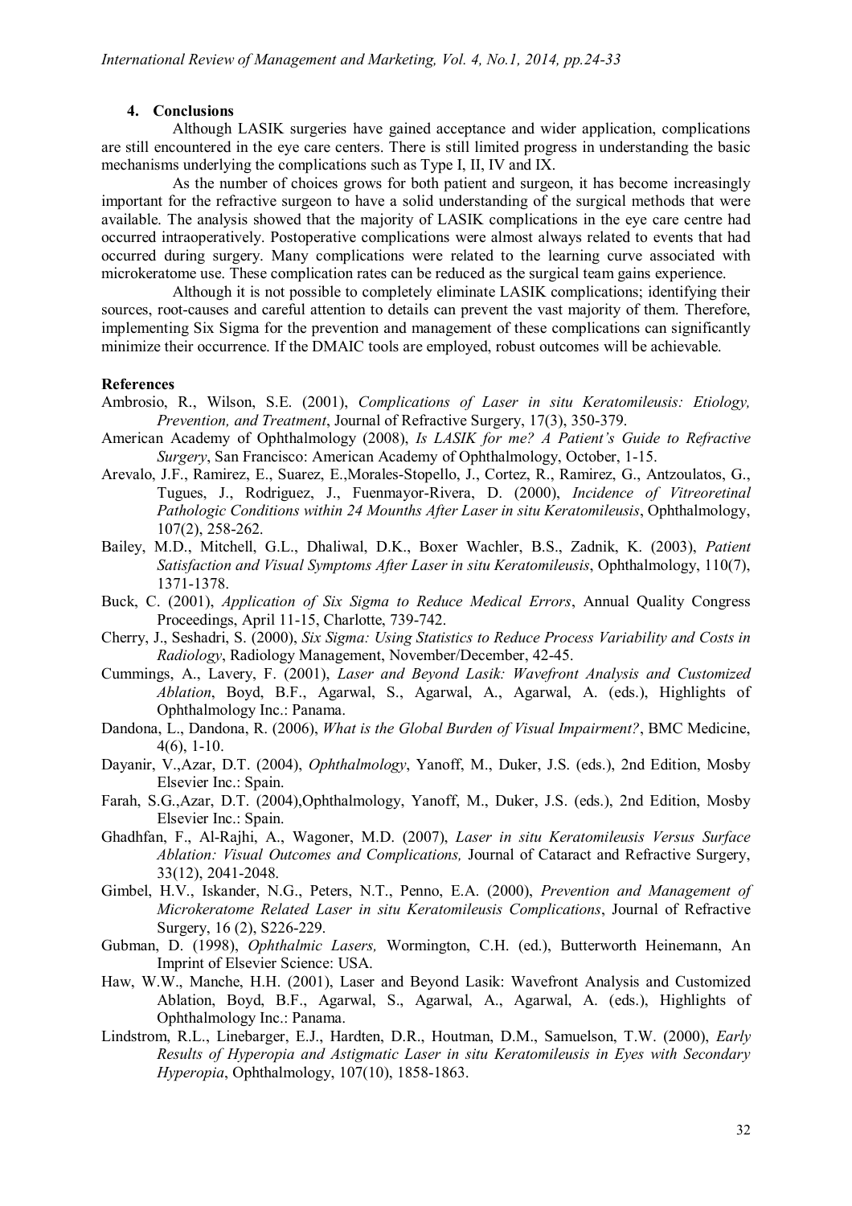## 4. Conclusions

Although LASIK surgeries have gained acceptance and wider application, complications are still encountered in the eye care centers. There is still limited progress in understanding the basic mechanisms underlying the complications such as Type I, II, IV and IX.

As the number of choices grows for both patient and surgeon, it has become increasingly important for the refractive surgeon to have a solid understanding of the surgical methods that were available. The analysis showed that the majority of LASIK complications in the eye care centre had occurred intraoperatively. Postoperative complications were almost always related to events that had occurred during surgery. Many complications were related to the learning curve associated with microkeratome use. These complication rates can be reduced as the surgical team gains experience.

Although it is not possible to completely eliminate LASIK complications; identifying their sources, root-causes and careful attention to details can prevent the vast majority of them. Therefore, implementing Six Sigma for the prevention and management of these complications can significantly minimize their occurrence. If the DMAIC tools are employed, robust outcomes will be achievable.

## References

Ambrosio, R., Wilson, S.E. (2001), *Complications of Laser in situ Keratomileusis: Etiology, Prevention, and Treatment*, Journal of Refractive Surgery, 17(3), 350-379.

American Academy of Ophthalmology (2008), *Is LASIK for me? A Patient's Guide to Refractive Surgery*, San Francisco: American Academy of Ophthalmology, October, 1-15.

Arevalo, J.F., Ramirez, E., Suarez, E.,Morales-Stopello, J., Cortez, R., Ramirez, G., Antzoulatos, G., Tugues, J., Rodriguez, J., Fuenmayor-Rivera, D. (2000), *Incidence of Vitreoretinal Pathologic Conditions within 24 Mounths After Laser in situ Keratomileusis*, Ophthalmology, 107(2), 258-262.

Bailey, M.D., Mitchell, G.L., Dhaliwal, D.K., Boxer Wachler, B.S., Zadnik, K. (2003), *Patient Satisfaction and Visual Symptoms After Laser in situ Keratomileusis*, Ophthalmology, 110(7), 1371-1378.

Buck, C. (2001), *Application of Six Sigma to Reduce Medical Errors*, Annual Quality Congress Proceedings, April 11-15, Charlotte, 739-742.

Cherry, J., Seshadri, S. (2000), *Six Sigma: Using Statistics to Reduce Process Variability and Costs in Radiology*, Radiology Management, November/December, 42-45.

Cummings, A., Lavery, F. (2001), *Laser and Beyond Lasik: Wavefront Analysis and Customized Ablation*, Boyd, B.F., Agarwal, S., Agarwal, A., Agarwal, A. (eds.), Highlights of Ophthalmology Inc.: Panama.

Dandona, L., Dandona, R. (2006), *What is the Global Burden of Visual Impairment?*, BMC Medicine, 4(6), 1-10.

Dayanir, V.,Azar, D.T. (2004), *Ophthalmology*, Yanoff, M., Duker, J.S. (eds.), 2nd Edition, Mosby Elsevier Inc.: Spain.

Farah, S.G.,Azar, D.T. (2004),Ophthalmology, Yanoff, M., Duker, J.S. (eds.), 2nd Edition, Mosby Elsevier Inc.: Spain.

Ghadhfan, F., Al-Rajhi, A., Wagoner, M.D. (2007), *Laser in situ Keratomileusis Versus Surface Ablation: Visual Outcomes and Complications,* Journal of Cataract and Refractive Surgery, 33(12), 2041-2048.

Gimbel, H.V., Iskander, N.G., Peters, N.T., Penno, E.A. (2000), *Prevention and Management of Microkeratome Related Laser in situ Keratomileusis Complications*, Journal of Refractive Surgery, 16 (2), S226-229.

Gubman, D. (1998), *Ophthalmic Lasers,* Wormington, C.H. (ed.), Butterworth Heinemann, An Imprint of Elsevier Science: USA.

Haw, W.W., Manche, H.H. (2001), Laser and Beyond Lasik: Wavefront Analysis and Customized Ablation, Boyd, B.F., Agarwal, S., Agarwal, A., Agarwal, A. (eds.), Highlights of Ophthalmology Inc.: Panama.

Lindstrom, R.L., Linebarger, E.J., Hardten, D.R., Houtman, D.M., Samuelson, T.W. (2000), *Early Results of Hyperopia and Astigmatic Laser in situ Keratomileusis in Eyes with Secondary Hyperopia*, Ophthalmology, 107(10), 1858-1863.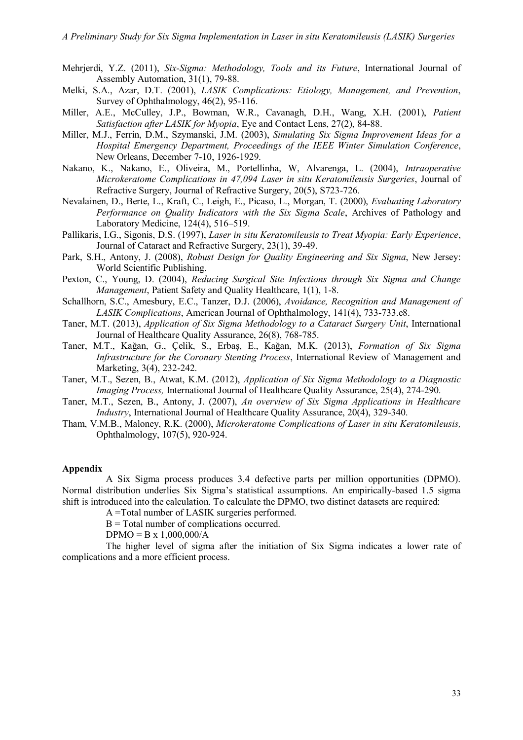Mehrjerdi, Y.Z. (2011), *Six-Sigma: Methodology, Tools and its Future*, International Journal of Assembly Automation, 31(1), 79-88.

Melki, S.A., Azar, D.T. (2001), *LASIK Complications: Etiology, Management, and Prevention*, Survey of Ophthalmology, 46(2), 95-116.

Miller, A.E., McCulley, J.P., Bowman, W.R., Cavanagh, D.H., Wang, X.H. (2001), *Patient Satisfaction after LASIK for Myopia*, Eye and Contact Lens, 27(2), 84-88.

Miller, M.J., Ferrin, D.M., Szymanski, J.M. (2003), *Simulating Six Sigma Improvement Ideas for a Hospital Emergency Department, Proceedings of the IEEE Winter Simulation Conference*, New Orleans, December 7-10, 1926-1929.

Nakano, K., Nakano, E., Oliveira, M., Portellinha, W, Alvarenga, L. (2004), *Intraoperative Microkeratome Complications in 47,094 Laser in situ Keratomileusis Surgeries*, Journal of Refractive Surgery, Journal of Refractive Surgery, 20(5), S723-726.

Nevalainen, D., Berte, L., Kraft, C., Leigh, E., Picaso, L., Morgan, T. (2000), *Evaluating Laboratory Performance on Quality Indicators with the Six Sigma Scale*, Archives of Pathology and Laboratory Medicine, 124(4), 516–519.

Pallikaris, I.G., Sigonis, D.S. (1997), *Laser in situ Keratomileusis to Treat Myopia: Early Experience*, Journal of Cataract and Refractive Surgery, 23(1), 39-49.

Park, S.H., Antony, J. (2008), *Robust Design for Quality Engineering and Six Sigma*, New Jersey: World Scientific Publishing.

Pexton, C., Young, D. (2004), *Reducing Surgical Site Infections through Six Sigma and Change Management*, Patient Safety and Quality Healthcare, 1(1), 1-8.

Schallhorn, S.C., Amesbury, E.C., Tanzer, D.J. (2006), *Avoidance, Recognition and Management of LASIK Complications*, American Journal of Ophthalmology, 141(4), 733-733.e8.

Taner, M.T. (2013), *Application of Six Sigma Methodology to a Cataract Surgery Unit*, International Journal of Healthcare Quality Assurance, 26(8), 768-785.

Taner, M.T., Kağan, G., Çelik, S., Erbaş, E., Kağan, M.K. (2013), *Formation of Six Sigma Infrastructure for the Coronary Stenting Process*, International Review of Management and Marketing, 3(4), 232-242.

Taner, M.T., Sezen, B., Atwat, K.M. (2012), *Application of Six Sigma Methodology to a Diagnostic Imaging Process,* International Journal of Healthcare Quality Assurance, 25(4), 274-290.

Taner, M.T., Sezen, B., Antony, J. (2007), *An overview of Six Sigma Applications in Healthcare Industry*, International Journal of Healthcare Quality Assurance, 20(4), 329-340.

Tham, V.M.B., Maloney, R.K. (2000), *Microkeratome Complications of Laser in situ Keratomileusis,* Ophthalmology, 107(5), 920-924.

**Appendix**

A Six Sigma process produces 3.4 defective parts per million opportunities (DPMO). Normal distribution underlies Six Sigma's statistical assumptions. An empirically-based 1.5 sigma shift is introduced into the calculation. To calculate the DPMO, two distinct datasets are required:

A =Total number of LASIK surgeries performed.

B = Total number of complications occurred.

$DPMO = B \times 1{,}000{,}000/A$

The higher level of sigma after the initiation of Six Sigma indicates a lower rate of complications and a more efficient process.